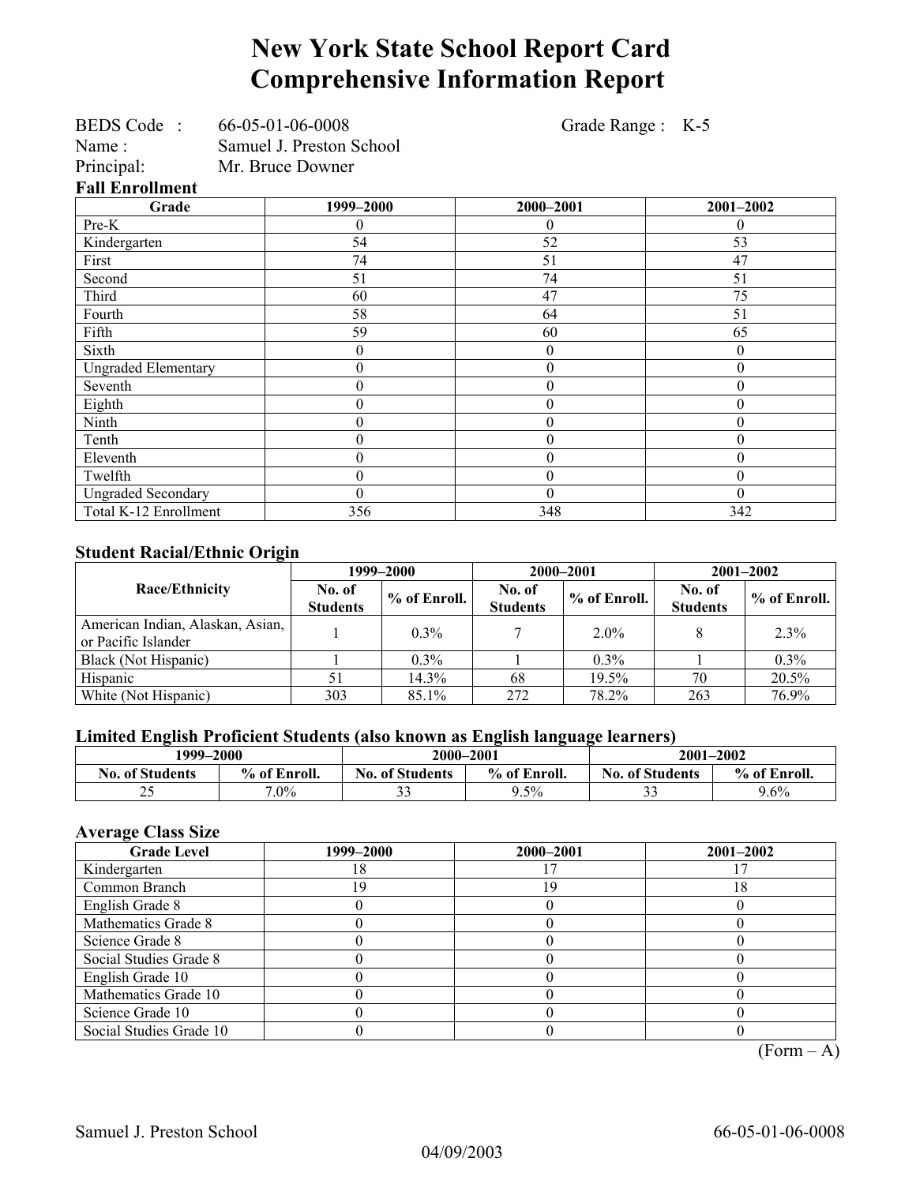# New York State School Report Card
# Comprehensive Information Report

BEDS Code : 66-05-01-06-0008 Grade Range : K-5
Name : Samuel J. Preston School
Principal: Mr. Bruce Downer

### Fall Enrollment

| Grade | 1999–2000 | 2000–2001 | 2001–2002 |
|---|---|---|---|
| Pre-K | 0 | 0 | 0 |
| Kindergarten | 54 | 52 | 53 |
| First | 74 | 51 | 47 |
| Second | 51 | 74 | 51 |
| Third | 60 | 47 | 75 |
| Fourth | 58 | 64 | 51 |
| Fifth | 59 | 60 | 65 |
| Sixth | 0 | 0 | 0 |
| Ungraded Elementary | 0 | 0 | 0 |
| Seventh | 0 | 0 | 0 |
| Eighth | 0 | 0 | 0 |
| Ninth | 0 | 0 | 0 |
| Tenth | 0 | 0 | 0 |
| Eleventh | 0 | 0 | 0 |
| Twelfth | 0 | 0 | 0 |
| Ungraded Secondary | 0 | 0 | 0 |
| Total K-12 Enrollment | 356 | 348 | 342 |

### Student Racial/Ethnic Origin

| Race/Ethnicity | 1999–2000 | | 2000–2001 | | 2001–2002 | |
|---|---|---|---|---|---|---|
| | No. of Students | % of Enroll. | No. of Students | % of Enroll. | No. of Students | % of Enroll. |
| American Indian, Alaskan, Asian, or Pacific Islander | 1 | 0.3% | 7 | 2.0% | 8 | 2.3% |
| Black (Not Hispanic) | 1 | 0.3% | 1 | 0.3% | 1 | 0.3% |
| Hispanic | 51 | 14.3% | 68 | 19.5% | 70 | 20.5% |
| White (Not Hispanic) | 303 | 85.1% | 272 | 78.2% | 263 | 76.9% |

### Limited English Proficient Students (also known as English language learners)

| 1999–2000 | | 2000–2001 | | 2001–2002 | |
|---|---|---|---|---|---|
| No. of Students | % of Enroll. | No. of Students | % of Enroll. | No. of Students | % of Enroll. |
| 25 | 7.0% | 33 | 9.5% | 33 | 9.6% |

### Average Class Size

| Grade Level | 1999–2000 | 2000–2001 | 2001–2002 |
|---|---|---|---|
| Kindergarten | 18 | 17 | 17 |
| Common Branch | 19 | 19 | 18 |
| English Grade 8 | 0 | 0 | 0 |
| Mathematics Grade 8 | 0 | 0 | 0 |
| Science Grade 8 | 0 | 0 | 0 |
| Social Studies Grade 8 | 0 | 0 | 0 |
| English Grade 10 | 0 | 0 | 0 |
| Mathematics Grade 10 | 0 | 0 | 0 |
| Science Grade 10 | 0 | 0 | 0 |
| Social Studies Grade 10 | 0 | 0 | 0 |

(Form – A)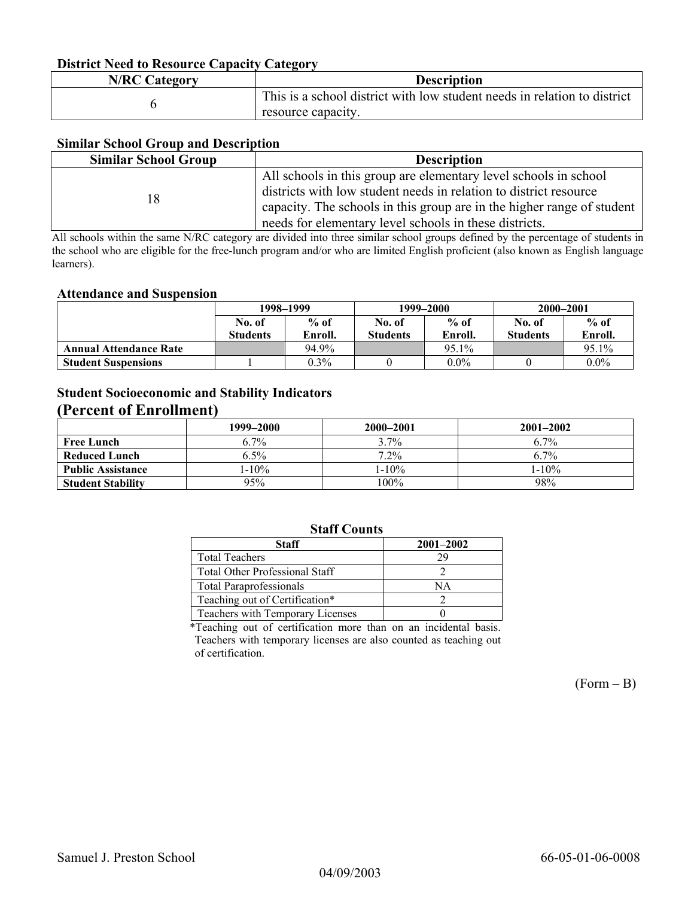### District Need to Resource Capacity Category

| N/RC Category | Description |
|---|---|
| 6 | This is a school district with low student needs in relation to district resource capacity. |

### Similar School Group and Description

| Similar School Group | Description |
|---|---|
| 18 | All schools in this group are elementary level schools in school districts with low student needs in relation to district resource capacity. The schools in this group are in the higher range of student needs for elementary level schools in these districts. |

All schools within the same N/RC category are divided into three similar school groups defined by the percentage of students in the school who are eligible for the free-lunch program and/or who are limited English proficient (also known as English language learners).

### Attendance and Suspension

| | 1998–1999 | | 1999–2000 | | 2000–2001 | |
|---|---|---|---|---|---|---|
| | No. of Students | % of Enroll. | No. of Students | % of Enroll. | No. of Students | % of Enroll. |
| **Annual Attendance Rate** | | 94.9% | | 95.1% | | 95.1% |
| **Student Suspensions** | 1 | 0.3% | 0 | 0.0% | 0 | 0.0% |

### Student Socioeconomic and Stability Indicators
## (Percent of Enrollment)

| | 1999–2000 | 2000–2001 | 2001–2002 |
|---|---|---|---|
| **Free Lunch** | 6.7% | 3.7% | 6.7% |
| **Reduced Lunch** | 6.5% | 7.2% | 6.7% |
| **Public Assistance** | 1-10% | 1-10% | 1-10% |
| **Student Stability** | 95% | 100% | 98% |

### Staff Counts

| Staff | 2001–2002 |
|---|---|
| Total Teachers | 29 |
| Total Other Professional Staff | 2 |
| Total Paraprofessionals | NA |
| Teaching out of Certification* | 2 |
| Teachers with Temporary Licenses | 0 |

*Teaching out of certification more than on an incidental basis. Teachers with temporary licenses are also counted as teaching out of certification.

(Form – B)

Samuel J. Preston School 66-05-01-06-0008

04/09/2003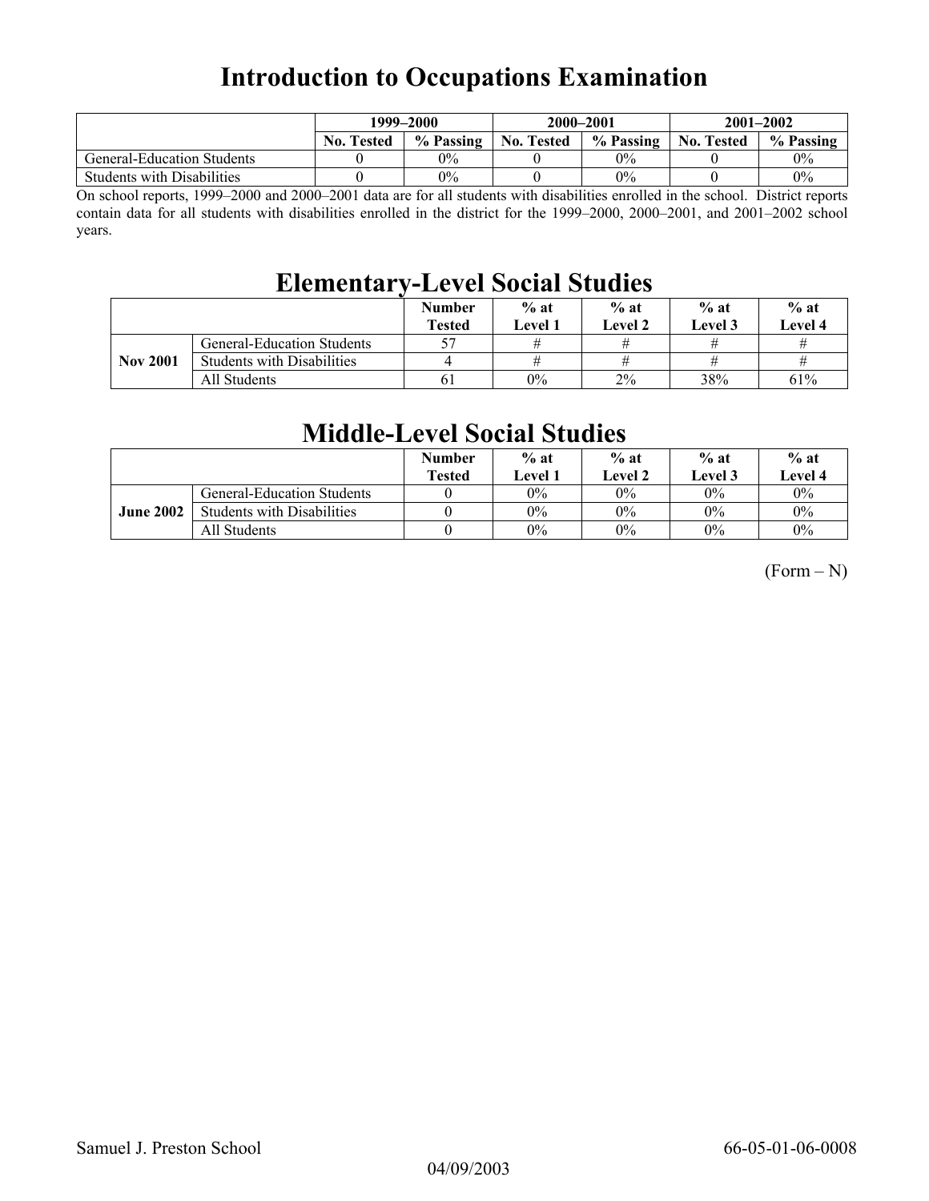# Introduction to Occupations Examination

| | 1999–2000 | | 2000–2001 | | 2001–2002 | |
|---|---|---|---|---|---|---|
| | No. Tested | % Passing | No. Tested | % Passing | No. Tested | % Passing |
| General-Education Students | 0 | 0% | 0 | 0% | 0 | 0% |
| Students with Disabilities | 0 | 0% | 0 | 0% | 0 | 0% |

On school reports, 1999–2000 and 2000–2001 data are for all students with disabilities enrolled in the school. District reports contain data for all students with disabilities enrolled in the district for the 1999–2000, 2000–2001, and 2001–2002 school years.

# Elementary-Level Social Studies

| | | Number Tested | % at Level 1 | % at Level 2 | % at Level 3 | % at Level 4 |
|---|---|---|---|---|---|---|
| Nov 2001 | General-Education Students | 57 | # | # | # | # |
| | Students with Disabilities | 4 | # | # | # | # |
| | All Students | 61 | 0% | 2% | 38% | 61% |

# Middle-Level Social Studies

| | | Number Tested | % at Level 1 | % at Level 2 | % at Level 3 | % at Level 4 |
|---|---|---|---|---|---|---|
| June 2002 | General-Education Students | 0 | 0% | 0% | 0% | 0% |
| | Students with Disabilities | 0 | 0% | 0% | 0% | 0% |
| | All Students | 0 | 0% | 0% | 0% | 0% |

(Form – N)